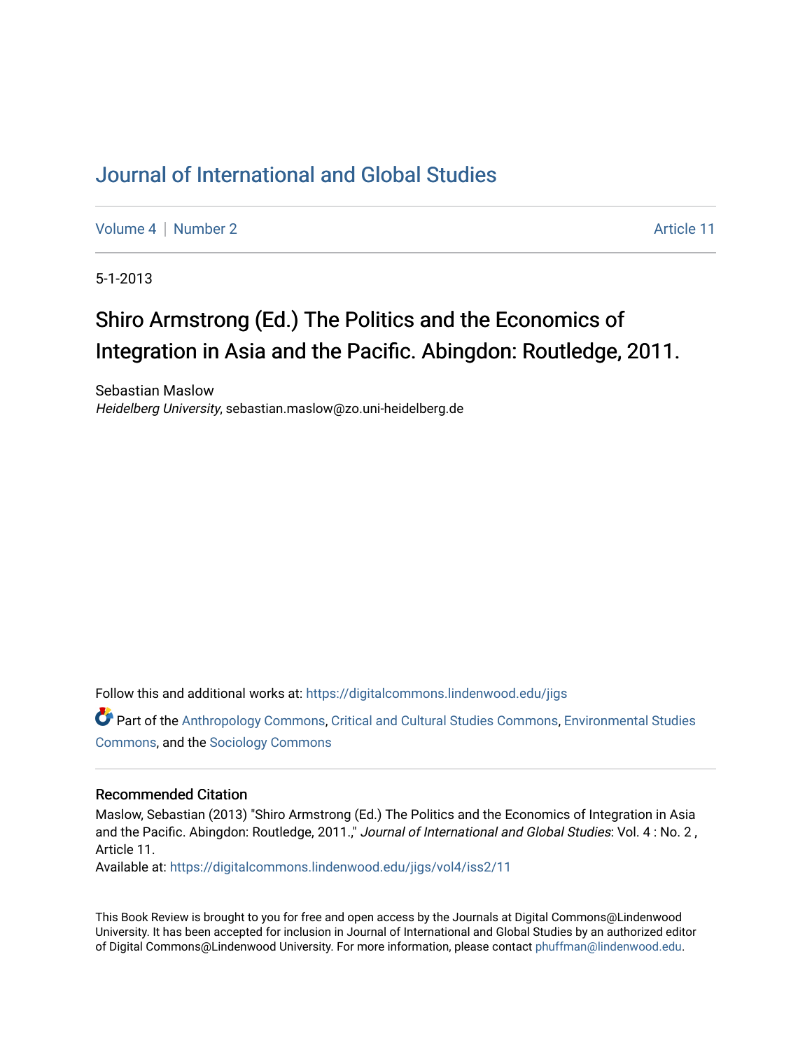# Journal of International and Global Studies

Volume 4 | Number 2 Article 11

5-1-2013

# Shiro Armstrong (Ed.) The Politics and the Economics of Integration in Asia and the Pacific. Abingdon: Routledge, 2011.

Sebastian Maslow
*Heidelberg University*, sebastian.maslow@zo.uni-heidelberg.de

Follow this and additional works at: https://digitalcommons.lindenwood.edu/jigs

Part of the Anthropology Commons, Critical and Cultural Studies Commons, Environmental Studies Commons, and the Sociology Commons

## Recommended Citation

Maslow, Sebastian (2013) "Shiro Armstrong (Ed.) The Politics and the Economics of Integration in Asia and the Pacific. Abingdon: Routledge, 2011.," *Journal of International and Global Studies*: Vol. 4 : No. 2 , Article 11.
Available at: https://digitalcommons.lindenwood.edu/jigs/vol4/iss2/11

This Book Review is brought to you for free and open access by the Journals at Digital Commons@Lindenwood University. It has been accepted for inclusion in Journal of International and Global Studies by an authorized editor of Digital Commons@Lindenwood University. For more information, please contact phuffman@lindenwood.edu.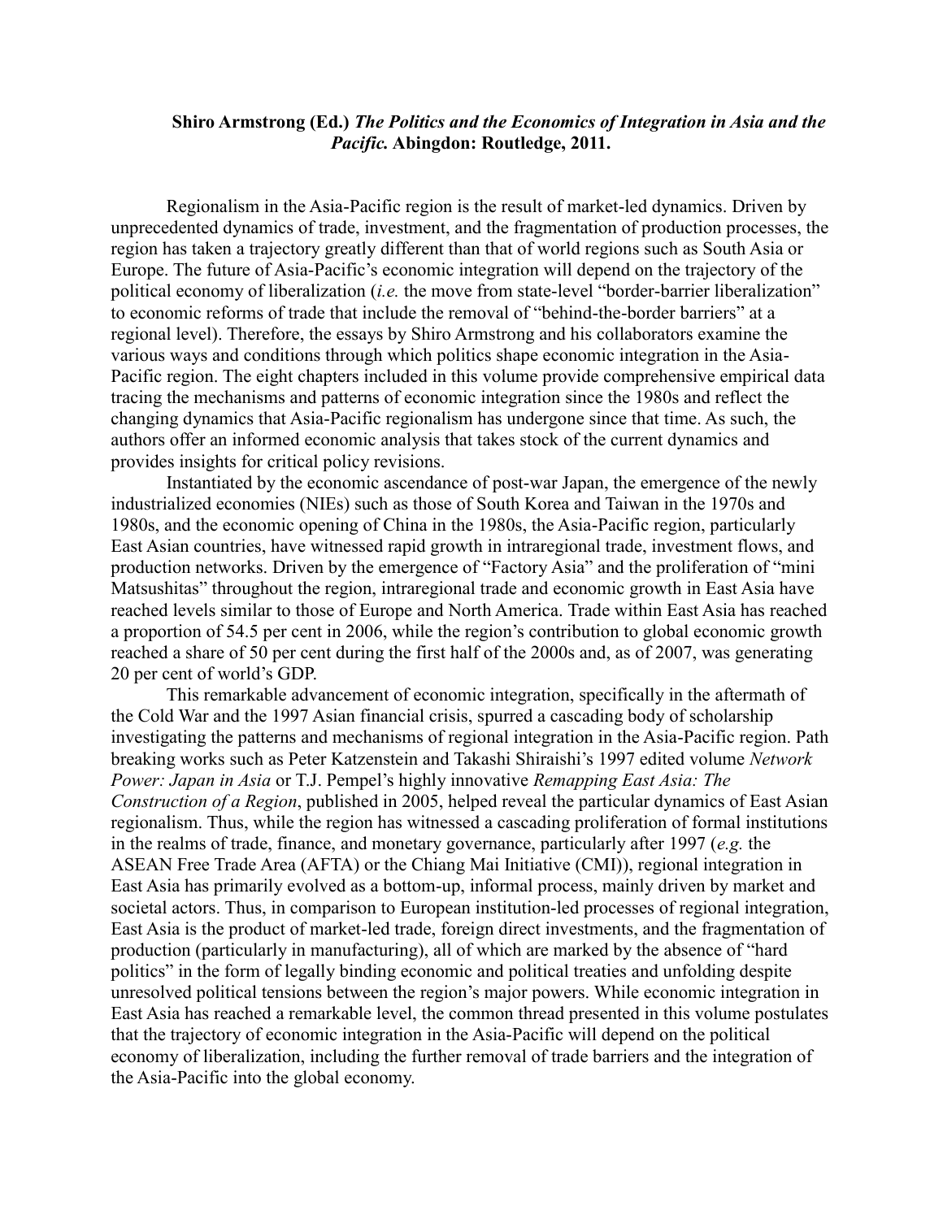**Shiro Armstrong (Ed.) *The Politics and the Economics of Integration in Asia and the Pacific.* Abingdon: Routledge, 2011.**

Regionalism in the Asia-Pacific region is the result of market-led dynamics. Driven by unprecedented dynamics of trade, investment, and the fragmentation of production processes, the region has taken a trajectory greatly different than that of world regions such as South Asia or Europe. The future of Asia-Pacific's economic integration will depend on the trajectory of the political economy of liberalization (*i.e.* the move from state-level "border-barrier liberalization" to economic reforms of trade that include the removal of "behind-the-border barriers" at a regional level). Therefore, the essays by Shiro Armstrong and his collaborators examine the various ways and conditions through which politics shape economic integration in the Asia-Pacific region. The eight chapters included in this volume provide comprehensive empirical data tracing the mechanisms and patterns of economic integration since the 1980s and reflect the changing dynamics that Asia-Pacific regionalism has undergone since that time. As such, the authors offer an informed economic analysis that takes stock of the current dynamics and provides insights for critical policy revisions.

Instantiated by the economic ascendance of post-war Japan, the emergence of the newly industrialized economies (NIEs) such as those of South Korea and Taiwan in the 1970s and 1980s, and the economic opening of China in the 1980s, the Asia-Pacific region, particularly East Asian countries, have witnessed rapid growth in intraregional trade, investment flows, and production networks. Driven by the emergence of "Factory Asia" and the proliferation of "mini Matsushitas" throughout the region, intraregional trade and economic growth in East Asia have reached levels similar to those of Europe and North America. Trade within East Asia has reached a proportion of 54.5 per cent in 2006, while the region's contribution to global economic growth reached a share of 50 per cent during the first half of the 2000s and, as of 2007, was generating 20 per cent of world's GDP.

This remarkable advancement of economic integration, specifically in the aftermath of the Cold War and the 1997 Asian financial crisis, spurred a cascading body of scholarship investigating the patterns and mechanisms of regional integration in the Asia-Pacific region. Path breaking works such as Peter Katzenstein and Takashi Shiraishi's 1997 edited volume *Network Power: Japan in Asia* or T.J. Pempel's highly innovative *Remapping East Asia: The Construction of a Region*, published in 2005, helped reveal the particular dynamics of East Asian regionalism. Thus, while the region has witnessed a cascading proliferation of formal institutions in the realms of trade, finance, and monetary governance, particularly after 1997 (*e.g.* the ASEAN Free Trade Area (AFTA) or the Chiang Mai Initiative (CMI)), regional integration in East Asia has primarily evolved as a bottom-up, informal process, mainly driven by market and societal actors. Thus, in comparison to European institution-led processes of regional integration, East Asia is the product of market-led trade, foreign direct investments, and the fragmentation of production (particularly in manufacturing), all of which are marked by the absence of "hard politics" in the form of legally binding economic and political treaties and unfolding despite unresolved political tensions between the region's major powers. While economic integration in East Asia has reached a remarkable level, the common thread presented in this volume postulates that the trajectory of economic integration in the Asia-Pacific will depend on the political economy of liberalization, including the further removal of trade barriers and the integration of the Asia-Pacific into the global economy.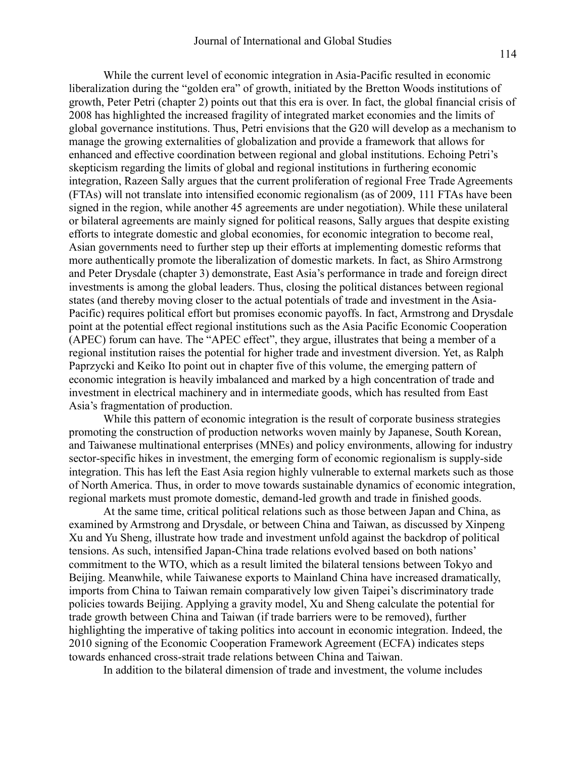While the current level of economic integration in Asia-Pacific resulted in economic liberalization during the "golden era" of growth, initiated by the Bretton Woods institutions of growth, Peter Petri (chapter 2) points out that this era is over. In fact, the global financial crisis of 2008 has highlighted the increased fragility of integrated market economies and the limits of global governance institutions. Thus, Petri envisions that the G20 will develop as a mechanism to manage the growing externalities of globalization and provide a framework that allows for enhanced and effective coordination between regional and global institutions. Echoing Petri's skepticism regarding the limits of global and regional institutions in furthering economic integration, Razeen Sally argues that the current proliferation of regional Free Trade Agreements (FTAs) will not translate into intensified economic regionalism (as of 2009, 111 FTAs have been signed in the region, while another 45 agreements are under negotiation). While these unilateral or bilateral agreements are mainly signed for political reasons, Sally argues that despite existing efforts to integrate domestic and global economies, for economic integration to become real, Asian governments need to further step up their efforts at implementing domestic reforms that more authentically promote the liberalization of domestic markets. In fact, as Shiro Armstrong and Peter Drysdale (chapter 3) demonstrate, East Asia's performance in trade and foreign direct investments is among the global leaders. Thus, closing the political distances between regional states (and thereby moving closer to the actual potentials of trade and investment in the Asia-Pacific) requires political effort but promises economic payoffs. In fact, Armstrong and Drysdale point at the potential effect regional institutions such as the Asia Pacific Economic Cooperation (APEC) forum can have. The "APEC effect", they argue, illustrates that being a member of a regional institution raises the potential for higher trade and investment diversion. Yet, as Ralph Paprzycki and Keiko Ito point out in chapter five of this volume, the emerging pattern of economic integration is heavily imbalanced and marked by a high concentration of trade and investment in electrical machinery and in intermediate goods, which has resulted from East Asia's fragmentation of production.

While this pattern of economic integration is the result of corporate business strategies promoting the construction of production networks woven mainly by Japanese, South Korean, and Taiwanese multinational enterprises (MNEs) and policy environments, allowing for industry sector-specific hikes in investment, the emerging form of economic regionalism is supply-side integration. This has left the East Asia region highly vulnerable to external markets such as those of North America. Thus, in order to move towards sustainable dynamics of economic integration, regional markets must promote domestic, demand-led growth and trade in finished goods.

At the same time, critical political relations such as those between Japan and China, as examined by Armstrong and Drysdale, or between China and Taiwan, as discussed by Xinpeng Xu and Yu Sheng, illustrate how trade and investment unfold against the backdrop of political tensions. As such, intensified Japan-China trade relations evolved based on both nations' commitment to the WTO, which as a result limited the bilateral tensions between Tokyo and Beijing. Meanwhile, while Taiwanese exports to Mainland China have increased dramatically, imports from China to Taiwan remain comparatively low given Taipei's discriminatory trade policies towards Beijing. Applying a gravity model, Xu and Sheng calculate the potential for trade growth between China and Taiwan (if trade barriers were to be removed), further highlighting the imperative of taking politics into account in economic integration. Indeed, the 2010 signing of the Economic Cooperation Framework Agreement (ECFA) indicates steps towards enhanced cross-strait trade relations between China and Taiwan.

In addition to the bilateral dimension of trade and investment, the volume includes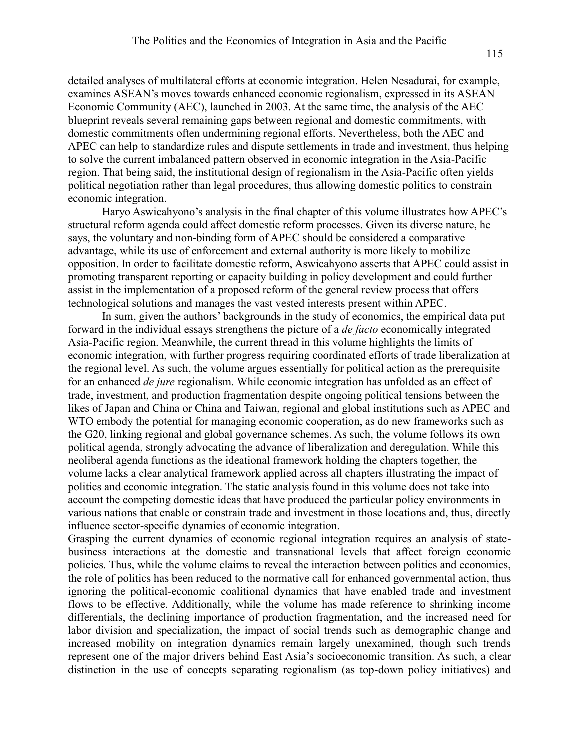detailed analyses of multilateral efforts at economic integration. Helen Nesadurai, for example, examines ASEAN's moves towards enhanced economic regionalism, expressed in its ASEAN Economic Community (AEC), launched in 2003. At the same time, the analysis of the AEC blueprint reveals several remaining gaps between regional and domestic commitments, with domestic commitments often undermining regional efforts. Nevertheless, both the AEC and APEC can help to standardize rules and dispute settlements in trade and investment, thus helping to solve the current imbalanced pattern observed in economic integration in the Asia-Pacific region. That being said, the institutional design of regionalism in the Asia-Pacific often yields political negotiation rather than legal procedures, thus allowing domestic politics to constrain economic integration.

Haryo Aswicahyono's analysis in the final chapter of this volume illustrates how APEC's structural reform agenda could affect domestic reform processes. Given its diverse nature, he says, the voluntary and non-binding form of APEC should be considered a comparative advantage, while its use of enforcement and external authority is more likely to mobilize opposition. In order to facilitate domestic reform, Aswicahyono asserts that APEC could assist in promoting transparent reporting or capacity building in policy development and could further assist in the implementation of a proposed reform of the general review process that offers technological solutions and manages the vast vested interests present within APEC.

In sum, given the authors' backgrounds in the study of economics, the empirical data put forward in the individual essays strengthens the picture of a *de facto* economically integrated Asia-Pacific region. Meanwhile, the current thread in this volume highlights the limits of economic integration, with further progress requiring coordinated efforts of trade liberalization at the regional level. As such, the volume argues essentially for political action as the prerequisite for an enhanced *de jure* regionalism. While economic integration has unfolded as an effect of trade, investment, and production fragmentation despite ongoing political tensions between the likes of Japan and China or China and Taiwan, regional and global institutions such as APEC and WTO embody the potential for managing economic cooperation, as do new frameworks such as the G20, linking regional and global governance schemes. As such, the volume follows its own political agenda, strongly advocating the advance of liberalization and deregulation. While this neoliberal agenda functions as the ideational framework holding the chapters together, the volume lacks a clear analytical framework applied across all chapters illustrating the impact of politics and economic integration. The static analysis found in this volume does not take into account the competing domestic ideas that have produced the particular policy environments in various nations that enable or constrain trade and investment in those locations and, thus, directly influence sector-specific dynamics of economic integration.

Grasping the current dynamics of economic regional integration requires an analysis of state-business interactions at the domestic and transnational levels that affect foreign economic policies. Thus, while the volume claims to reveal the interaction between politics and economics, the role of politics has been reduced to the normative call for enhanced governmental action, thus ignoring the political-economic coalitional dynamics that have enabled trade and investment flows to be effective. Additionally, while the volume has made reference to shrinking income differentials, the declining importance of production fragmentation, and the increased need for labor division and specialization, the impact of social trends such as demographic change and increased mobility on integration dynamics remain largely unexamined, though such trends represent one of the major drivers behind East Asia's socioeconomic transition. As such, a clear distinction in the use of concepts separating regionalism (as top-down policy initiatives) and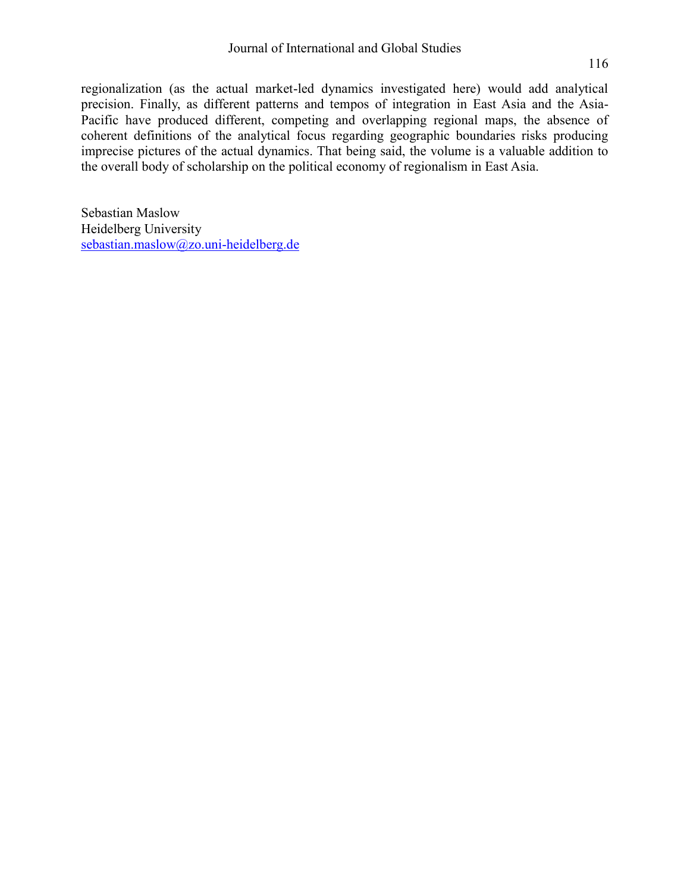regionalization (as the actual market-led dynamics investigated here) would add analytical precision. Finally, as different patterns and tempos of integration in East Asia and the Asia-Pacific have produced different, competing and overlapping regional maps, the absence of coherent definitions of the analytical focus regarding geographic boundaries risks producing imprecise pictures of the actual dynamics. That being said, the volume is a valuable addition to the overall body of scholarship on the political economy of regionalism in East Asia.

Sebastian Maslow
Heidelberg University
sebastian.maslow@zo.uni-heidelberg.de